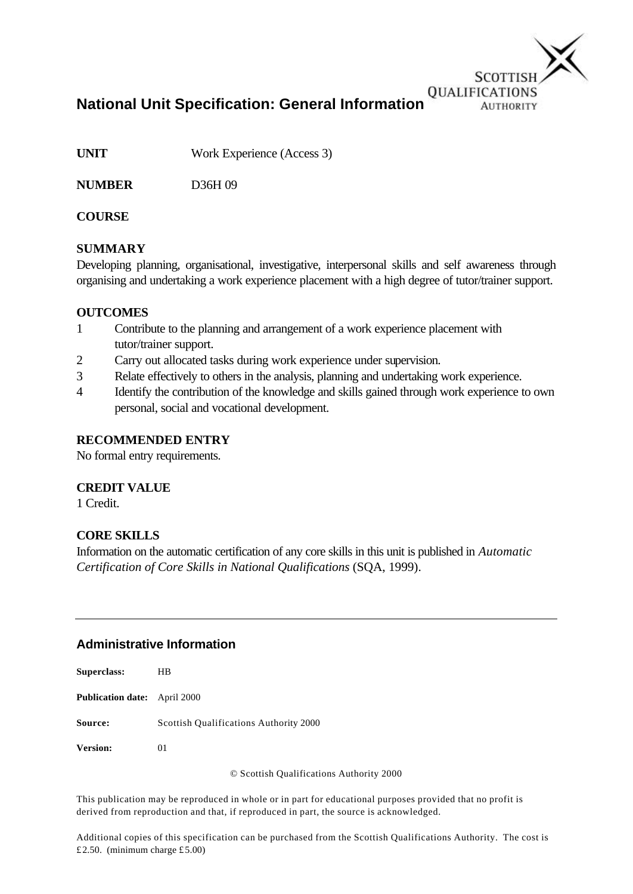# National Unit Specification: General Information

**UNIT** Work Experience (Access 3)

**NUMBER** D36H 09

**COURSE**

**SUMMARY**

Developing planning, organisational, investigative, interpersonal skills and self awareness through organising and undertaking a work experience placement with a high degree of tutor/trainer support.

**OUTCOMES**

1. Contribute to the planning and arrangement of a work experience placement with tutor/trainer support.
2. Carry out allocated tasks during work experience under supervision.
3. Relate effectively to others in the analysis, planning and undertaking work experience.
4. Identify the contribution of the knowledge and skills gained through work experience to own personal, social and vocational development.

**RECOMMENDED ENTRY**

No formal entry requirements.

**CREDIT VALUE**

1 Credit.

**CORE SKILLS**

Information on the automatic certification of any core skills in this unit is published in *Automatic Certification of Core Skills in National Qualifications* (SQA, 1999).

---

## Administrative Information

**Superclass:** HB

**Publication date:** April 2000

**Source:** Scottish Qualifications Authority 2000

**Version:** 01

© Scottish Qualifications Authority 2000

This publication may be reproduced in whole or in part for educational purposes provided that no profit is derived from reproduction and that, if reproduced in part, the source is acknowledged.

Additional copies of this specification can be purchased from the Scottish Qualifications Authority. The cost is £2.50. (minimum charge £5.00)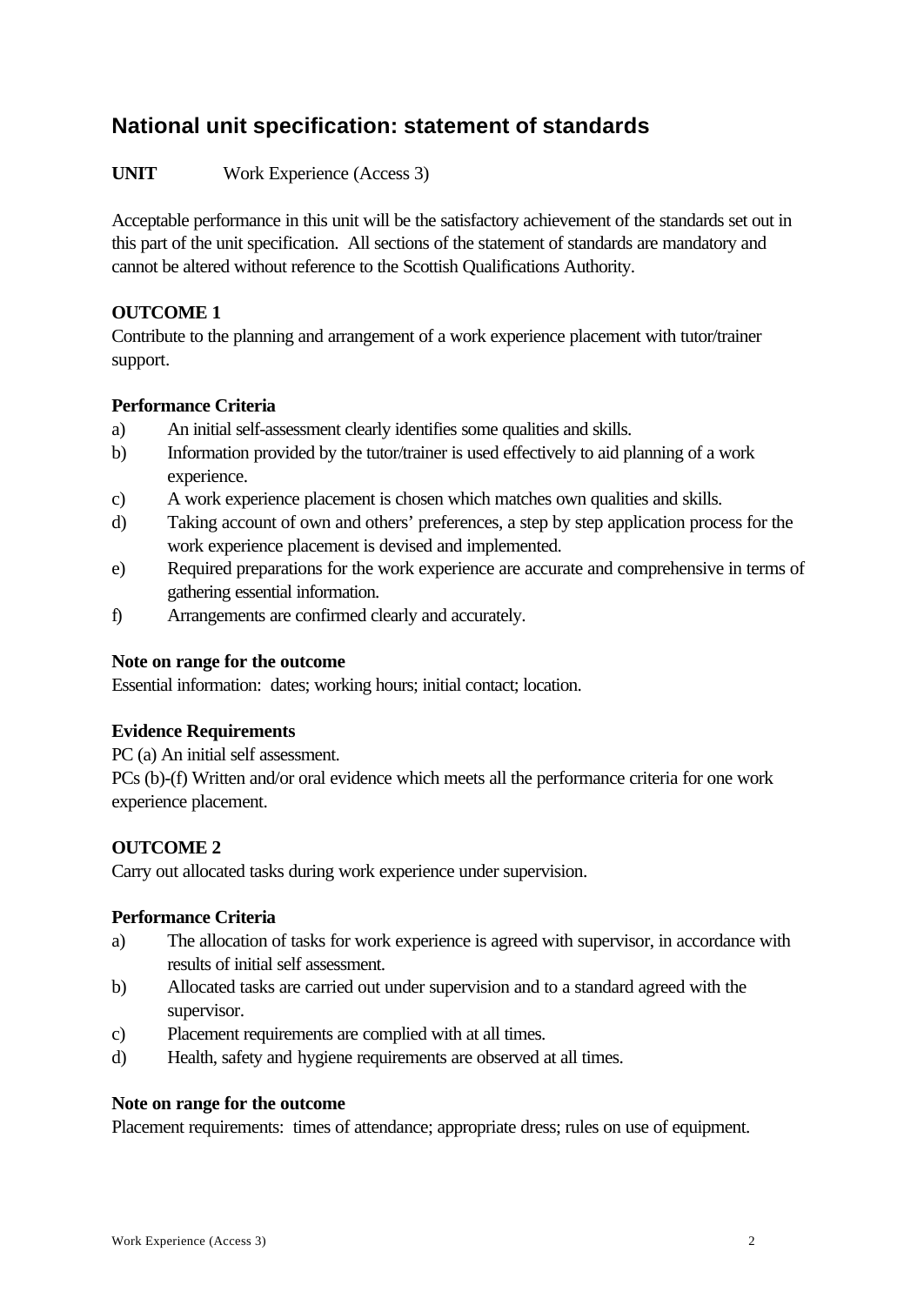## National unit specification: statement of standards

**UNIT** Work Experience (Access 3)

Acceptable performance in this unit will be the satisfactory achievement of the standards set out in this part of the unit specification. All sections of the statement of standards are mandatory and cannot be altered without reference to the Scottish Qualifications Authority.

**OUTCOME 1**
Contribute to the planning and arrangement of a work experience placement with tutor/trainer support.

**Performance Criteria**

a) An initial self-assessment clearly identifies some qualities and skills.
b) Information provided by the tutor/trainer is used effectively to aid planning of a work experience.
c) A work experience placement is chosen which matches own qualities and skills.
d) Taking account of own and others' preferences, a step by step application process for the work experience placement is devised and implemented.
e) Required preparations for the work experience are accurate and comprehensive in terms of gathering essential information.
f) Arrangements are confirmed clearly and accurately.

**Note on range for the outcome**
Essential information: dates; working hours; initial contact; location.

**Evidence Requirements**
PC (a) An initial self assessment.
PCs (b)-(f) Written and/or oral evidence which meets all the performance criteria for one work experience placement.

**OUTCOME 2**
Carry out allocated tasks during work experience under supervision.

**Performance Criteria**

a) The allocation of tasks for work experience is agreed with supervisor, in accordance with results of initial self assessment.
b) Allocated tasks are carried out under supervision and to a standard agreed with the supervisor.
c) Placement requirements are complied with at all times.
d) Health, safety and hygiene requirements are observed at all times.

**Note on range for the outcome**
Placement requirements: times of attendance; appropriate dress; rules on use of equipment.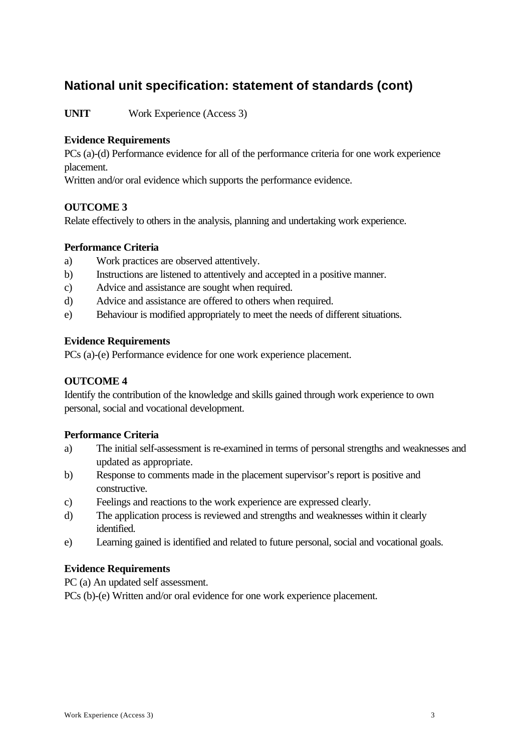## National unit specification: statement of standards (cont)

**UNIT** Work Experience (Access 3)

**Evidence Requirements**
PCs (a)-(d) Performance evidence for all of the performance criteria for one work experience placement.
Written and/or oral evidence which supports the performance evidence.

**OUTCOME 3**
Relate effectively to others in the analysis, planning and undertaking work experience.

**Performance Criteria**

a) Work practices are observed attentively.
b) Instructions are listened to attentively and accepted in a positive manner.
c) Advice and assistance are sought when required.
d) Advice and assistance are offered to others when required.
e) Behaviour is modified appropriately to meet the needs of different situations.

**Evidence Requirements**
PCs (a)-(e) Performance evidence for one work experience placement.

**OUTCOME 4**
Identify the contribution of the knowledge and skills gained through work experience to own personal, social and vocational development.

**Performance Criteria**

a) The initial self-assessment is re-examined in terms of personal strengths and weaknesses and updated as appropriate.
b) Response to comments made in the placement supervisor's report is positive and constructive.
c) Feelings and reactions to the work experience are expressed clearly.
d) The application process is reviewed and strengths and weaknesses within it clearly identified.
e) Learning gained is identified and related to future personal, social and vocational goals.

**Evidence Requirements**
PC (a) An updated self assessment.
PCs (b)-(e) Written and/or oral evidence for one work experience placement.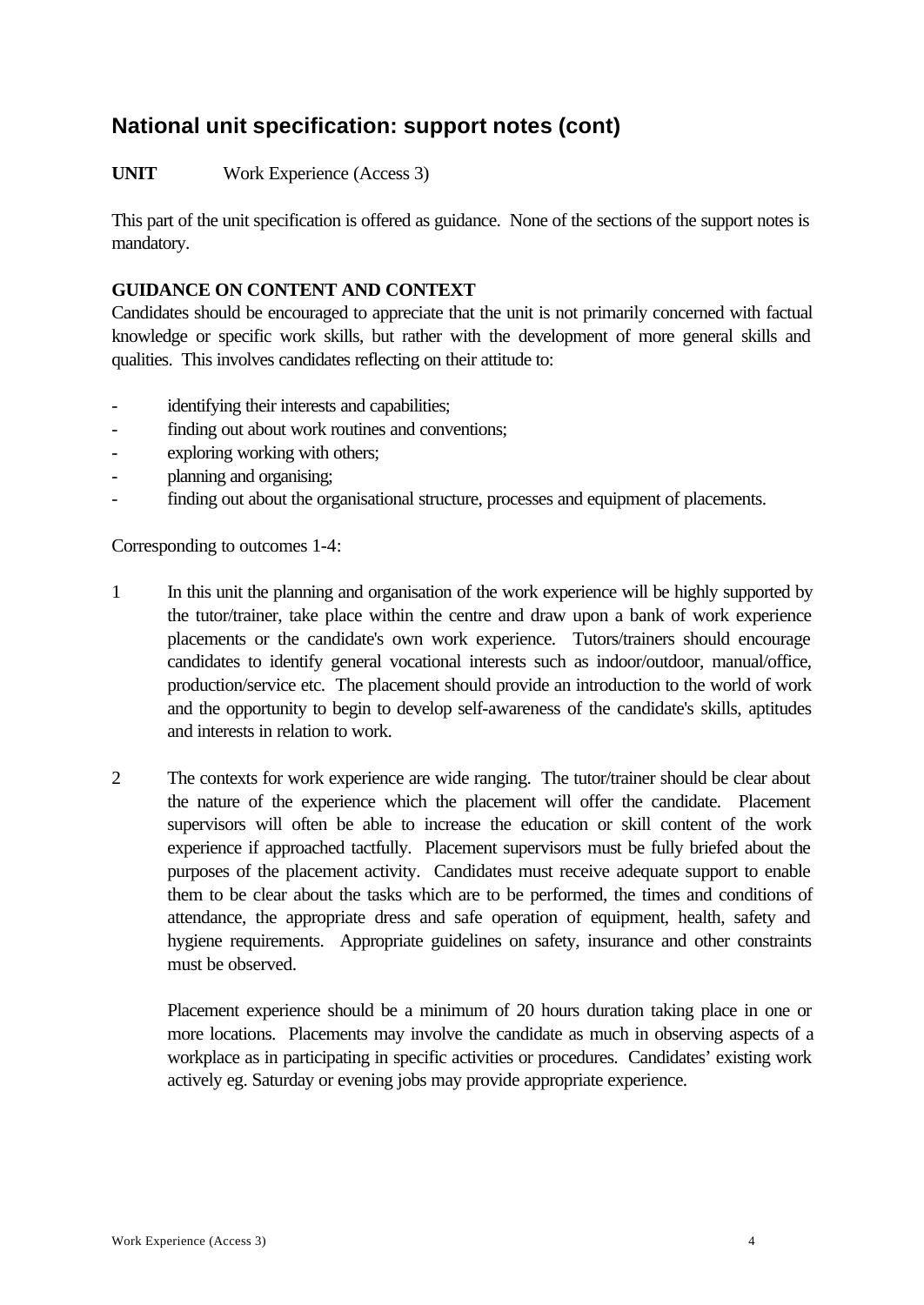## National unit specification: support notes (cont)

**UNIT** Work Experience (Access 3)

This part of the unit specification is offered as guidance. None of the sections of the support notes is mandatory.

**GUIDANCE ON CONTENT AND CONTEXT**

Candidates should be encouraged to appreciate that the unit is not primarily concerned with factual knowledge or specific work skills, but rather with the development of more general skills and qualities. This involves candidates reflecting on their attitude to:

- identifying their interests and capabilities;
- finding out about work routines and conventions;
- exploring working with others;
- planning and organising;
- finding out about the organisational structure, processes and equipment of placements.

Corresponding to outcomes 1-4:

1. In this unit the planning and organisation of the work experience will be highly supported by the tutor/trainer, take place within the centre and draw upon a bank of work experience placements or the candidate's own work experience. Tutors/trainers should encourage candidates to identify general vocational interests such as indoor/outdoor, manual/office, production/service etc. The placement should provide an introduction to the world of work and the opportunity to begin to develop self-awareness of the candidate's skills, aptitudes and interests in relation to work.

2. The contexts for work experience are wide ranging. The tutor/trainer should be clear about the nature of the experience which the placement will offer the candidate. Placement supervisors will often be able to increase the education or skill content of the work experience if approached tactfully. Placement supervisors must be fully briefed about the purposes of the placement activity. Candidates must receive adequate support to enable them to be clear about the tasks which are to be performed, the times and conditions of attendance, the appropriate dress and safe operation of equipment, health, safety and hygiene requirements. Appropriate guidelines on safety, insurance and other constraints must be observed.

   Placement experience should be a minimum of 20 hours duration taking place in one or more locations. Placements may involve the candidate as much in observing aspects of a workplace as in participating in specific activities or procedures. Candidates' existing work actively eg. Saturday or evening jobs may provide appropriate experience.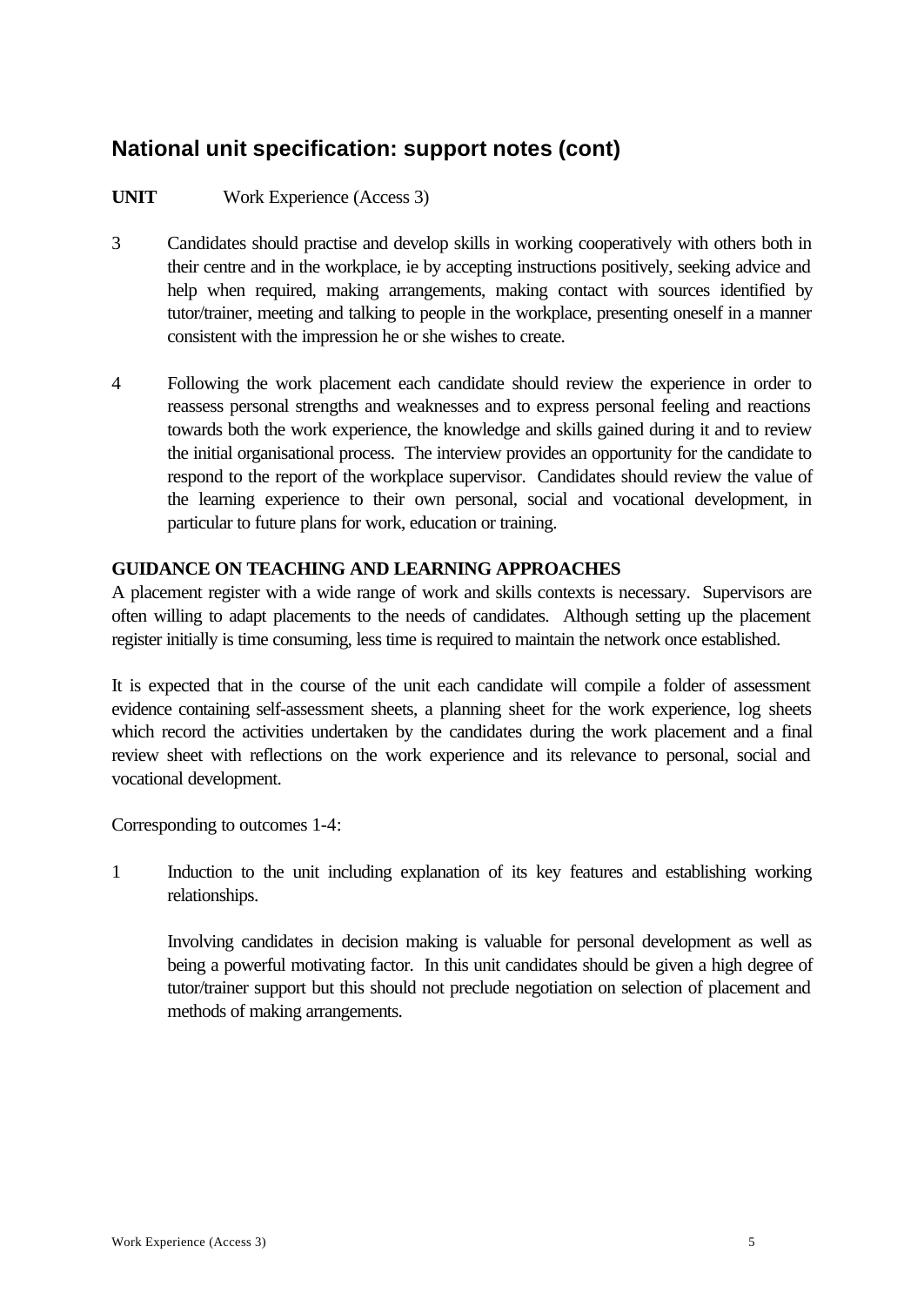## National unit specification: support notes (cont)

**UNIT** Work Experience (Access 3)

3 Candidates should practise and develop skills in working cooperatively with others both in their centre and in the workplace, ie by accepting instructions positively, seeking advice and help when required, making arrangements, making contact with sources identified by tutor/trainer, meeting and talking to people in the workplace, presenting oneself in a manner consistent with the impression he or she wishes to create.

4 Following the work placement each candidate should review the experience in order to reassess personal strengths and weaknesses and to express personal feeling and reactions towards both the work experience, the knowledge and skills gained during it and to review the initial organisational process. The interview provides an opportunity for the candidate to respond to the report of the workplace supervisor. Candidates should review the value of the learning experience to their own personal, social and vocational development, in particular to future plans for work, education or training.

**GUIDANCE ON TEACHING AND LEARNING APPROACHES**

A placement register with a wide range of work and skills contexts is necessary. Supervisors are often willing to adapt placements to the needs of candidates. Although setting up the placement register initially is time consuming, less time is required to maintain the network once established.

It is expected that in the course of the unit each candidate will compile a folder of assessment evidence containing self-assessment sheets, a planning sheet for the work experience, log sheets which record the activities undertaken by the candidates during the work placement and a final review sheet with reflections on the work experience and its relevance to personal, social and vocational development.

Corresponding to outcomes 1-4:

1 Induction to the unit including explanation of its key features and establishing working relationships.

Involving candidates in decision making is valuable for personal development as well as being a powerful motivating factor. In this unit candidates should be given a high degree of tutor/trainer support but this should not preclude negotiation on selection of placement and methods of making arrangements.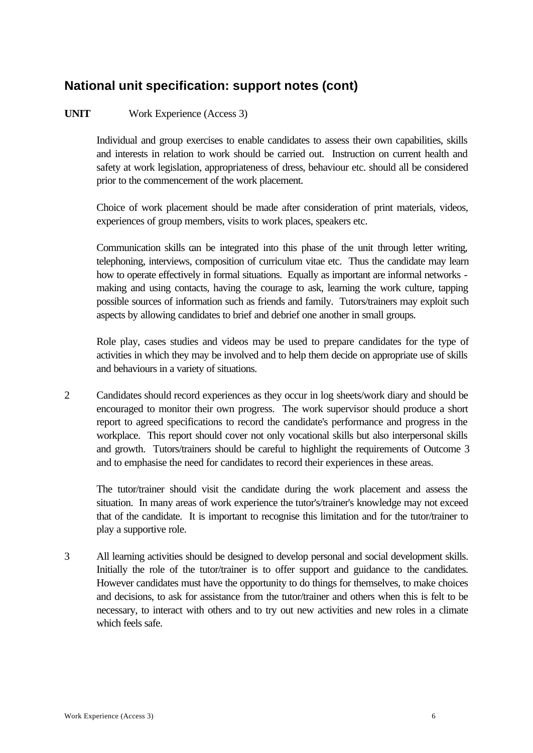## National unit specification: support notes (cont)

**UNIT** Work Experience (Access 3)

Individual and group exercises to enable candidates to assess their own capabilities, skills and interests in relation to work should be carried out. Instruction on current health and safety at work legislation, appropriateness of dress, behaviour etc. should all be considered prior to the commencement of the work placement.

Choice of work placement should be made after consideration of print materials, videos, experiences of group members, visits to work places, speakers etc.

Communication skills can be integrated into this phase of the unit through letter writing, telephoning, interviews, composition of curriculum vitae etc. Thus the candidate may learn how to operate effectively in formal situations. Equally as important are informal networks - making and using contacts, having the courage to ask, learning the work culture, tapping possible sources of information such as friends and family. Tutors/trainers may exploit such aspects by allowing candidates to brief and debrief one another in small groups.

Role play, cases studies and videos may be used to prepare candidates for the type of activities in which they may be involved and to help them decide on appropriate use of skills and behaviours in a variety of situations.

2 Candidates should record experiences as they occur in log sheets/work diary and should be encouraged to monitor their own progress. The work supervisor should produce a short report to agreed specifications to record the candidate's performance and progress in the workplace. This report should cover not only vocational skills but also interpersonal skills and growth. Tutors/trainers should be careful to highlight the requirements of Outcome 3 and to emphasise the need for candidates to record their experiences in these areas.

The tutor/trainer should visit the candidate during the work placement and assess the situation. In many areas of work experience the tutor's/trainer's knowledge may not exceed that of the candidate. It is important to recognise this limitation and for the tutor/trainer to play a supportive role.

3 All learning activities should be designed to develop personal and social development skills. Initially the role of the tutor/trainer is to offer support and guidance to the candidates. However candidates must have the opportunity to do things for themselves, to make choices and decisions, to ask for assistance from the tutor/trainer and others when this is felt to be necessary, to interact with others and to try out new activities and new roles in a climate which feels safe.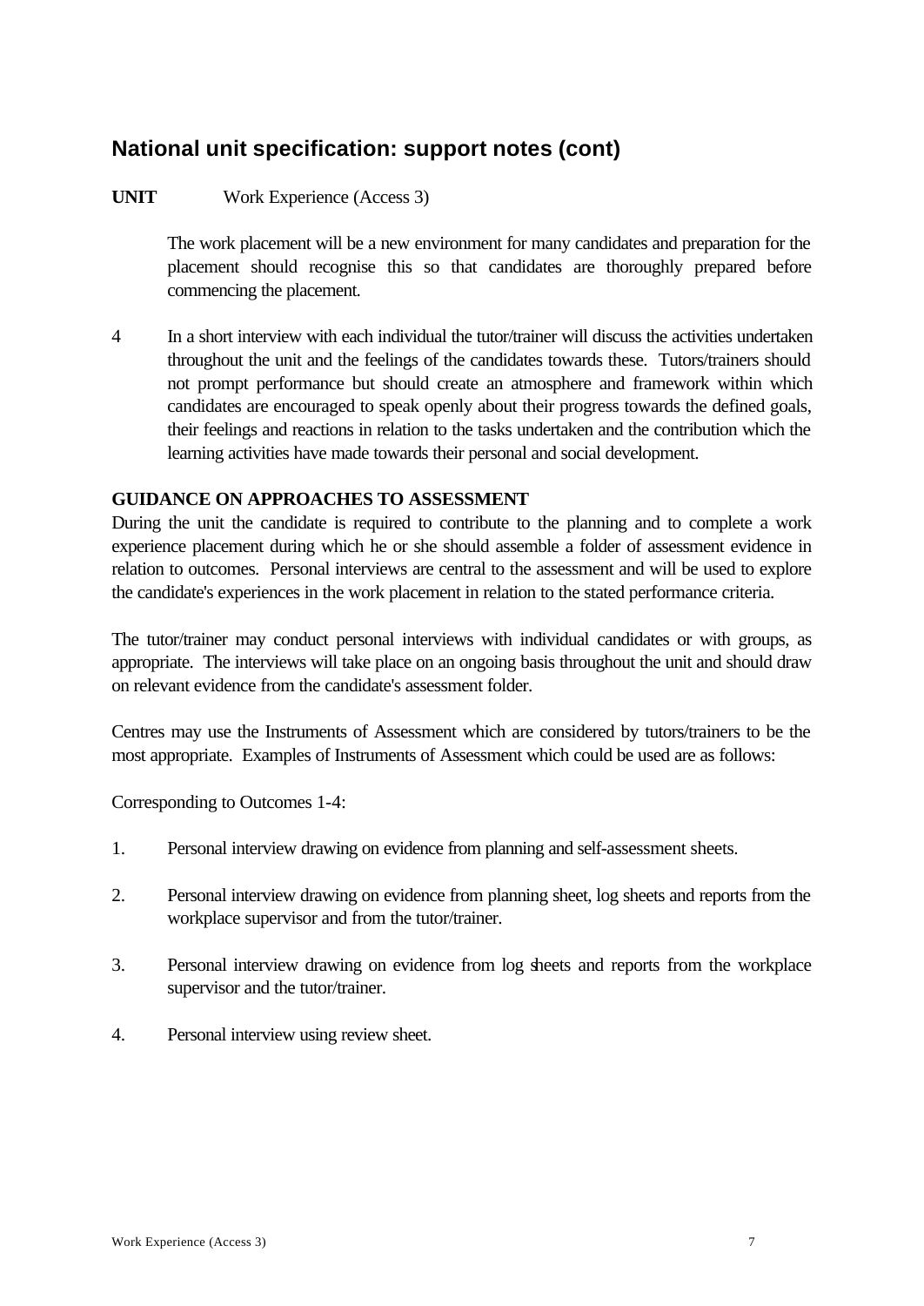## National unit specification: support notes (cont)

**UNIT** Work Experience (Access 3)

The work placement will be a new environment for many candidates and preparation for the placement should recognise this so that candidates are thoroughly prepared before commencing the placement.

4 In a short interview with each individual the tutor/trainer will discuss the activities undertaken throughout the unit and the feelings of the candidates towards these. Tutors/trainers should not prompt performance but should create an atmosphere and framework within which candidates are encouraged to speak openly about their progress towards the defined goals, their feelings and reactions in relation to the tasks undertaken and the contribution which the learning activities have made towards their personal and social development.

**GUIDANCE ON APPROACHES TO ASSESSMENT**

During the unit the candidate is required to contribute to the planning and to complete a work experience placement during which he or she should assemble a folder of assessment evidence in relation to outcomes. Personal interviews are central to the assessment and will be used to explore the candidate's experiences in the work placement in relation to the stated performance criteria.

The tutor/trainer may conduct personal interviews with individual candidates or with groups, as appropriate. The interviews will take place on an ongoing basis throughout the unit and should draw on relevant evidence from the candidate's assessment folder.

Centres may use the Instruments of Assessment which are considered by tutors/trainers to be the most appropriate. Examples of Instruments of Assessment which could be used are as follows:

Corresponding to Outcomes 1-4:

1. Personal interview drawing on evidence from planning and self-assessment sheets.

2. Personal interview drawing on evidence from planning sheet, log sheets and reports from the workplace supervisor and from the tutor/trainer.

3. Personal interview drawing on evidence from log sheets and reports from the workplace supervisor and the tutor/trainer.

4. Personal interview using review sheet.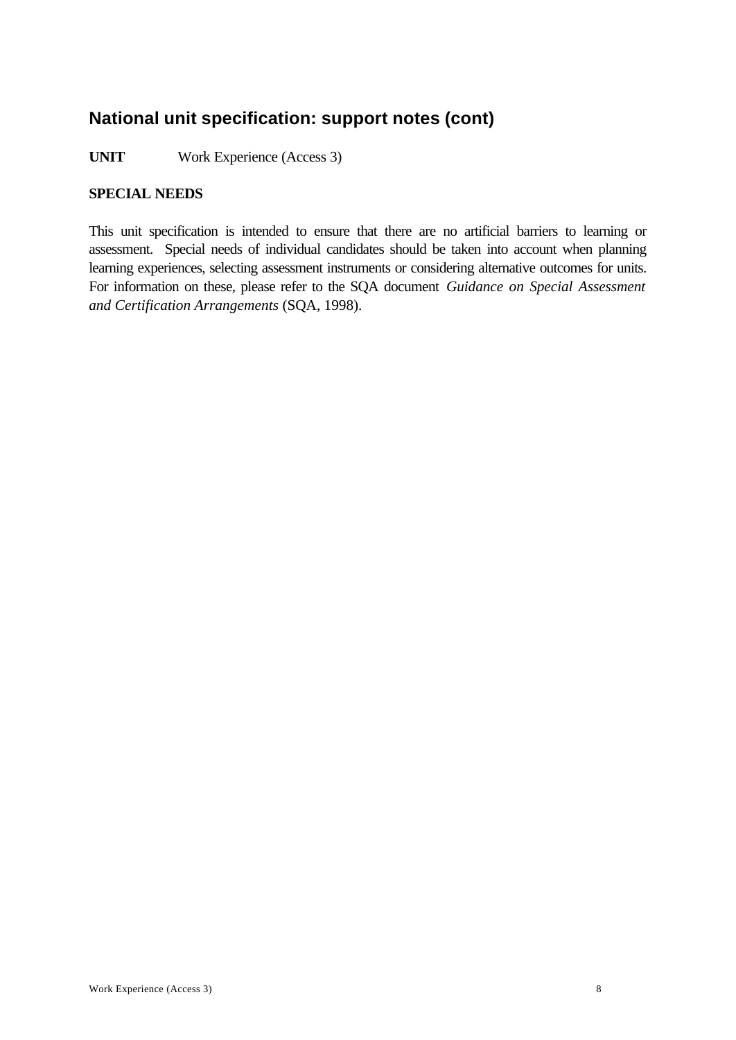## National unit specification: support notes (cont)

**UNIT** Work Experience (Access 3)

**SPECIAL NEEDS**

This unit specification is intended to ensure that there are no artificial barriers to learning or assessment. Special needs of individual candidates should be taken into account when planning learning experiences, selecting assessment instruments or considering alternative outcomes for units. For information on these, please refer to the SQA document *Guidance on Special Assessment and Certification Arrangements* (SQA, 1998).